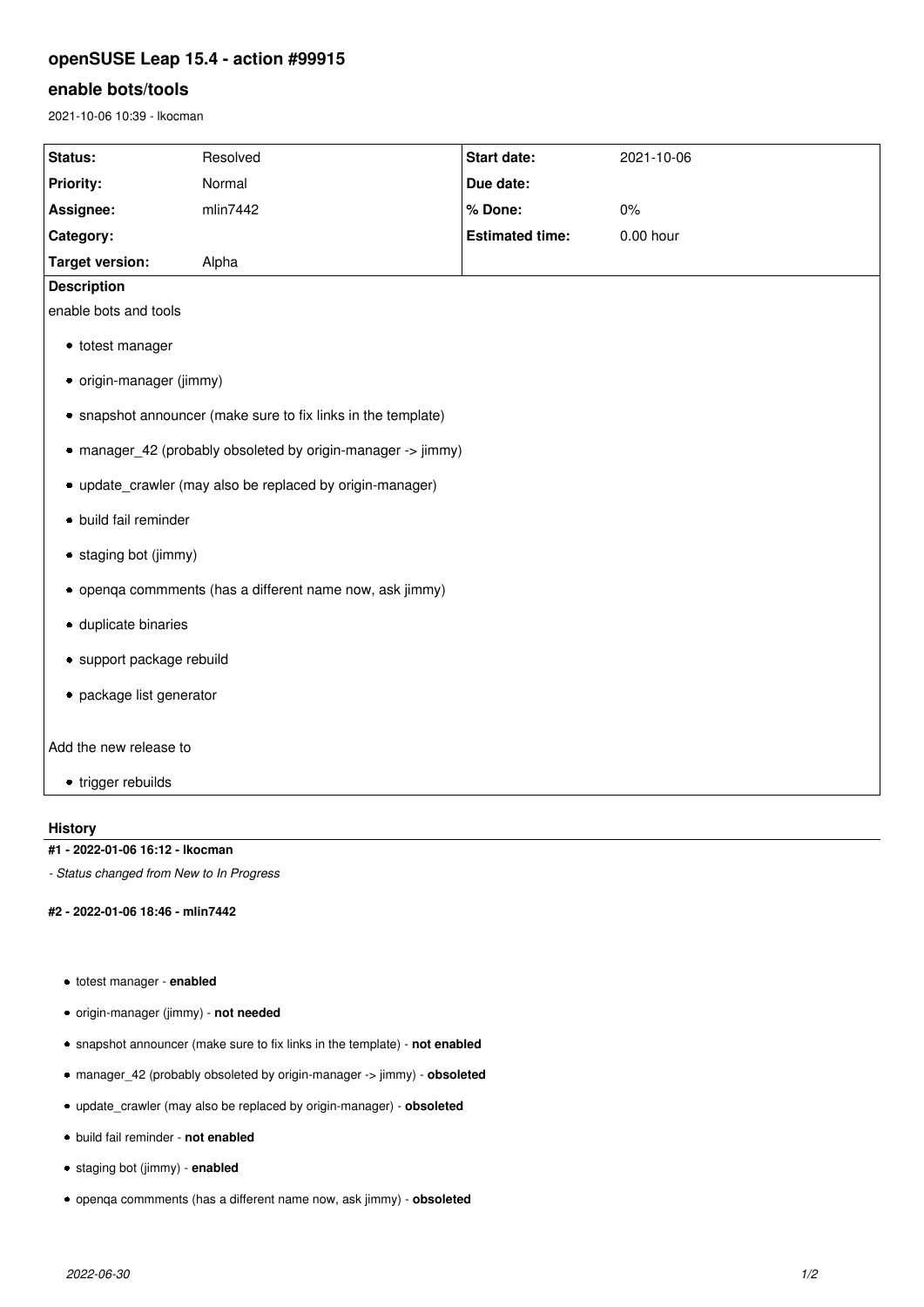# openSUSE Leap 15.4 - action #99915

## enable bots/tools

2021-10-06 10:39 - lkocman

| Status: | Resolved | Start date: | 2021-10-06 |
|---|---|---|---|
| Priority: | Normal | Due date: | |
| Assignee: | mlin7442 | % Done: | 0% |
| Category: | | Estimated time: | 0.00 hour |
| Target version: | Alpha | | |

**Description**

enable bots and tools

- totest manager
- origin-manager (jimmy)
- snapshot announcer (make sure to fix links in the template)
- manager_42 (probably obsoleted by origin-manager -> jimmy)
- update_crawler (may also be replaced by origin-manager)
- build fail reminder
- staging bot (jimmy)
- openqa commments (has a different name now, ask jimmy)
- duplicate binaries
- support package rebuild
- package list generator

Add the new release to

- trigger rebuilds

### History

#### #1 - 2022-01-06 16:12 - lkocman

*- Status changed from New to In Progress*

#### #2 - 2022-01-06 18:46 - mlin7442

- totest manager - **enabled**
- origin-manager (jimmy) - **not needed**
- snapshot announcer (make sure to fix links in the template) - **not enabled**
- manager_42 (probably obsoleted by origin-manager -> jimmy) - **obsoleted**
- update_crawler (may also be replaced by origin-manager) - **obsoleted**
- build fail reminder - **not enabled**
- staging bot (jimmy) - **enabled**
- openqa commments (has a different name now, ask jimmy) - **obsoleted**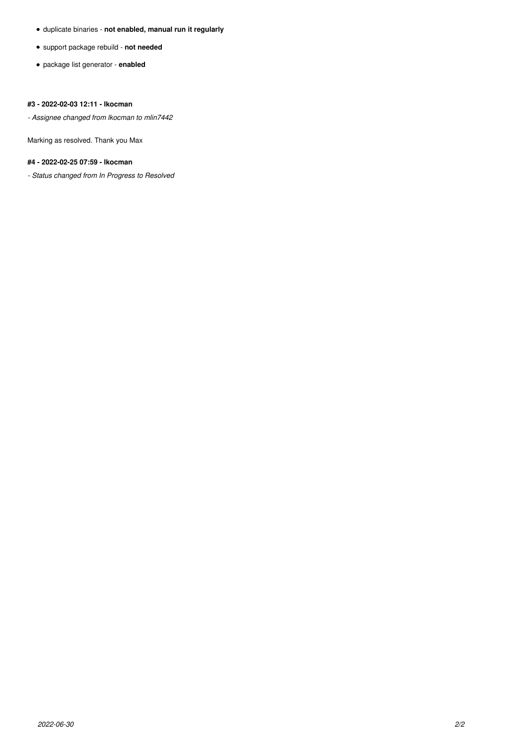- duplicate binaries - **not enabled, manual run it regularly**
- support package rebuild - **not needed**
- package list generator - **enabled**

#### #3 - 2022-02-03 12:11 - lkocman

*- Assignee changed from lkocman to mlin7442*

Marking as resolved. Thank you Max

#### #4 - 2022-02-25 07:59 - lkocman

*- Status changed from In Progress to Resolved*